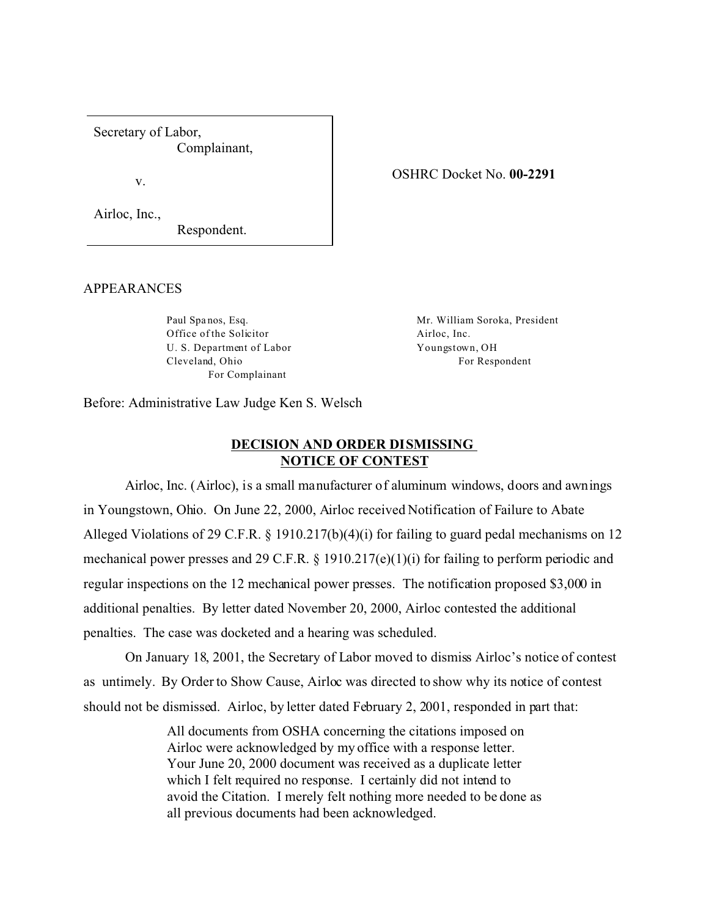Secretary of Labor,
Complainant,

v.

Airloc, Inc.,
Respondent.

OSHRC Docket No. **00-2291**

APPEARANCES

Paul Spanos, Esq.
Office of the Solicitor
U. S. Department of Labor
Cleveland, Ohio
For Complainant

Mr. William Soroka, President
Airloc, Inc.
Youngstown, OH
For Respondent

Before: Administrative Law Judge Ken S. Welsch

## DECISION AND ORDER DISMISSING NOTICE OF CONTEST

Airloc, Inc. (Airloc), is a small manufacturer of aluminum windows, doors and awnings in Youngstown, Ohio. On June 22, 2000, Airloc received Notification of Failure to Abate Alleged Violations of 29 C.F.R. § 1910.217(b)(4)(i) for failing to guard pedal mechanisms on 12 mechanical power presses and 29 C.F.R. § 1910.217(e)(1)(i) for failing to perform periodic and regular inspections on the 12 mechanical power presses. The notification proposed $3,000 in additional penalties. By letter dated November 20, 2000, Airloc contested the additional penalties. The case was docketed and a hearing was scheduled.

On January 18, 2001, the Secretary of Labor moved to dismiss Airloc's notice of contest as untimely. By Order to Show Cause, Airloc was directed to show why its notice of contest should not be dismissed. Airloc, by letter dated February 2, 2001, responded in part that:

> All documents from OSHA concerning the citations imposed on Airloc were acknowledged by my office with a response letter. Your June 20, 2000 document was received as a duplicate letter which I felt required no response. I certainly did not intend to avoid the Citation. I merely felt nothing more needed to be done as all previous documents had been acknowledged.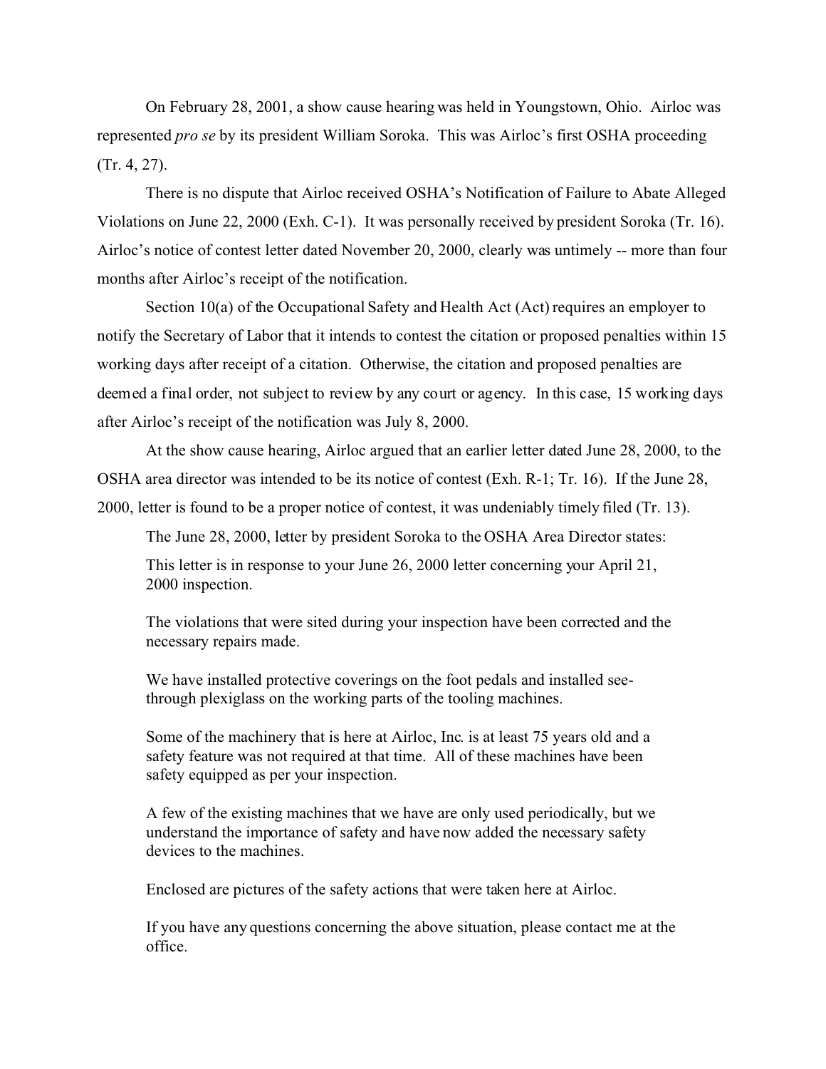On February 28, 2001, a show cause hearing was held in Youngstown, Ohio. Airloc was represented *pro se* by its president William Soroka. This was Airloc's first OSHA proceeding (Tr. 4, 27).

There is no dispute that Airloc received OSHA's Notification of Failure to Abate Alleged Violations on June 22, 2000 (Exh. C-1). It was personally received by president Soroka (Tr. 16). Airloc's notice of contest letter dated November 20, 2000, clearly was untimely -- more than four months after Airloc's receipt of the notification.

Section 10(a) of the Occupational Safety and Health Act (Act) requires an employer to notify the Secretary of Labor that it intends to contest the citation or proposed penalties within 15 working days after receipt of a citation. Otherwise, the citation and proposed penalties are deemed a final order, not subject to review by any court or agency. In this case, 15 working days after Airloc's receipt of the notification was July 8, 2000.

At the show cause hearing, Airloc argued that an earlier letter dated June 28, 2000, to the OSHA area director was intended to be its notice of contest (Exh. R-1; Tr. 16). If the June 28, 2000, letter is found to be a proper notice of contest, it was undeniably timely filed (Tr. 13).

The June 28, 2000, letter by president Soroka to the OSHA Area Director states:

> This letter is in response to your June 26, 2000 letter concerning your April 21, 2000 inspection.
>
> The violations that were sited during your inspection have been corrected and the necessary repairs made.
>
> We have installed protective coverings on the foot pedals and installed see-through plexiglass on the working parts of the tooling machines.
>
> Some of the machinery that is here at Airloc, Inc. is at least 75 years old and a safety feature was not required at that time. All of these machines have been safety equipped as per your inspection.
>
> A few of the existing machines that we have are only used periodically, but we understand the importance of safety and have now added the necessary safety devices to the machines.
>
> Enclosed are pictures of the safety actions that were taken here at Airloc.
>
> If you have any questions concerning the above situation, please contact me at the office.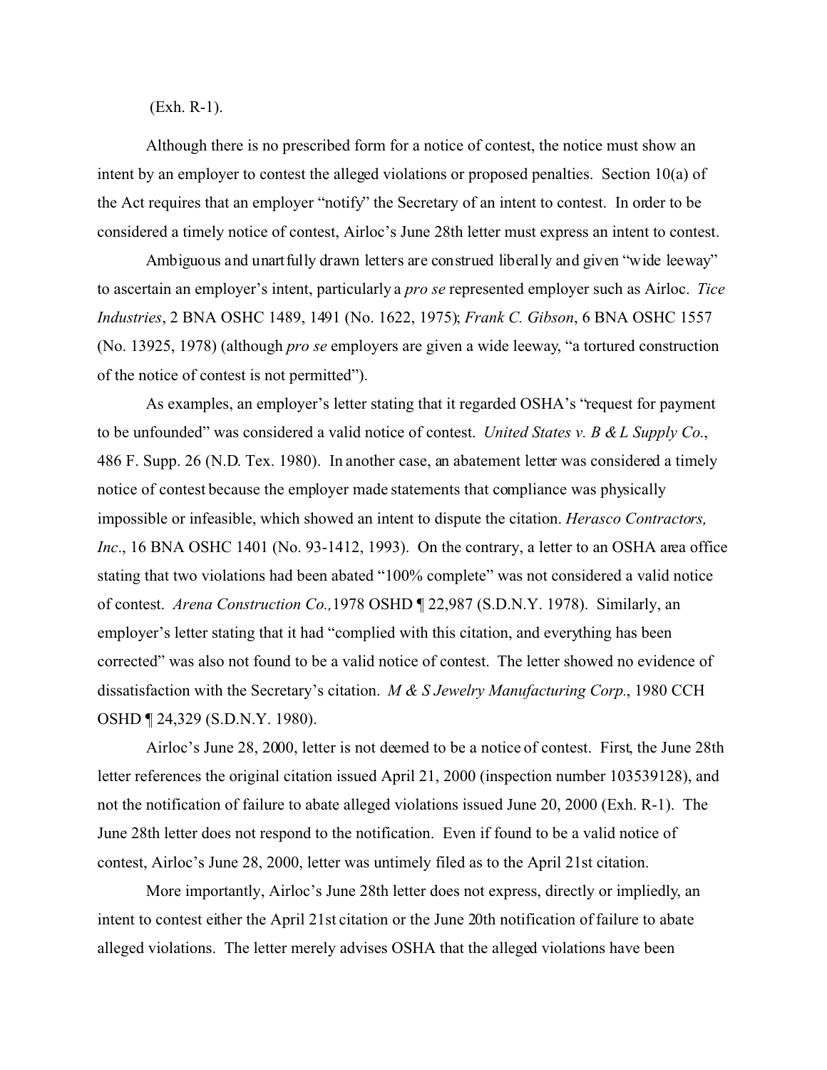(Exh. R-1).

Although there is no prescribed form for a notice of contest, the notice must show an intent by an employer to contest the alleged violations or proposed penalties. Section 10(a) of the Act requires that an employer "notify" the Secretary of an intent to contest. In order to be considered a timely notice of contest, Airloc's June 28th letter must express an intent to contest.

Ambiguous and unartfully drawn letters are construed liberally and given "wide leeway" to ascertain an employer's intent, particularly a *pro se* represented employer such as Airloc. *Tice Industries*, 2 BNA OSHC 1489, 1491 (No. 1622, 1975); *Frank C. Gibson*, 6 BNA OSHC 1557 (No. 13925, 1978) (although *pro se* employers are given a wide leeway, "a tortured construction of the notice of contest is not permitted").

As examples, an employer's letter stating that it regarded OSHA's "request for payment to be unfounded" was considered a valid notice of contest. *United States v. B & L Supply Co.*, 486 F. Supp. 26 (N.D. Tex. 1980). In another case, an abatement letter was considered a timely notice of contest because the employer made statements that compliance was physically impossible or infeasible, which showed an intent to dispute the citation. *Herasco Contractors, Inc.*, 16 BNA OSHC 1401 (No. 93-1412, 1993). On the contrary, a letter to an OSHA area office stating that two violations had been abated "100% complete" was not considered a valid notice of contest. *Arena Construction Co.,* 1978 OSHD ¶ 22,987 (S.D.N.Y. 1978). Similarly, an employer's letter stating that it had "complied with this citation, and everything has been corrected" was also not found to be a valid notice of contest. The letter showed no evidence of dissatisfaction with the Secretary's citation. *M & S Jewelry Manufacturing Corp.*, 1980 CCH OSHD ¶ 24,329 (S.D.N.Y. 1980).

Airloc's June 28, 2000, letter is not deemed to be a notice of contest. First, the June 28th letter references the original citation issued April 21, 2000 (inspection number 103539128), and not the notification of failure to abate alleged violations issued June 20, 2000 (Exh. R-1). The June 28th letter does not respond to the notification. Even if found to be a valid notice of contest, Airloc's June 28, 2000, letter was untimely filed as to the April 21st citation.

More importantly, Airloc's June 28th letter does not express, directly or impliedly, an intent to contest either the April 21st citation or the June 20th notification of failure to abate alleged violations. The letter merely advises OSHA that the alleged violations have been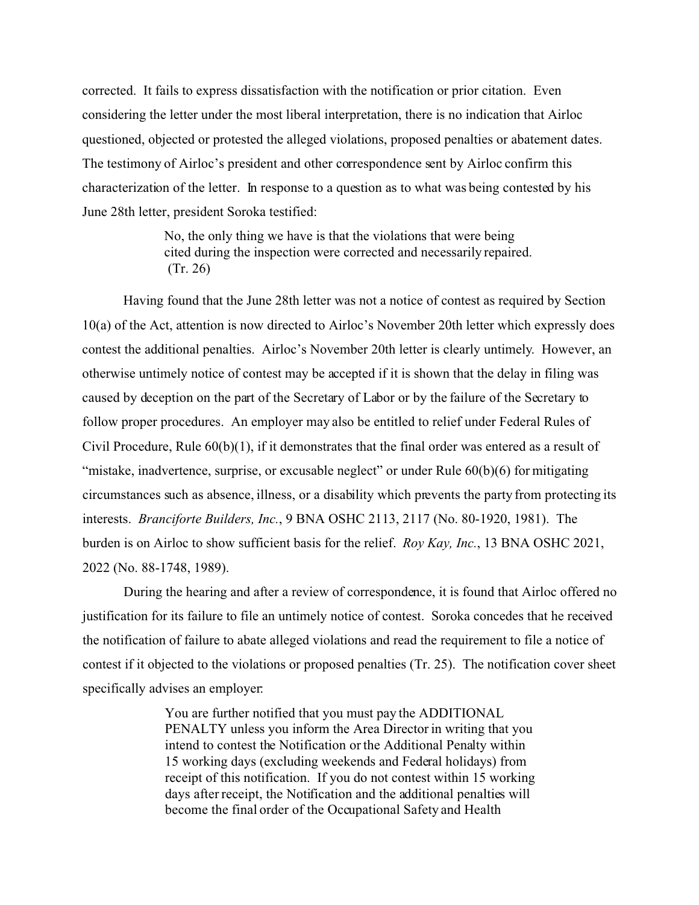corrected. It fails to express dissatisfaction with the notification or prior citation. Even considering the letter under the most liberal interpretation, there is no indication that Airloc questioned, objected or protested the alleged violations, proposed penalties or abatement dates. The testimony of Airloc's president and other correspondence sent by Airloc confirm this characterization of the letter. In response to a question as to what was being contested by his June 28th letter, president Soroka testified:

> No, the only thing we have is that the violations that were being cited during the inspection were corrected and necessarily repaired. (Tr. 26)

Having found that the June 28th letter was not a notice of contest as required by Section 10(a) of the Act, attention is now directed to Airloc's November 20th letter which expressly does contest the additional penalties. Airloc's November 20th letter is clearly untimely. However, an otherwise untimely notice of contest may be accepted if it is shown that the delay in filing was caused by deception on the part of the Secretary of Labor or by the failure of the Secretary to follow proper procedures. An employer may also be entitled to relief under Federal Rules of Civil Procedure, Rule 60(b)(1), if it demonstrates that the final order was entered as a result of "mistake, inadvertence, surprise, or excusable neglect" or under Rule 60(b)(6) for mitigating circumstances such as absence, illness, or a disability which prevents the party from protecting its interests. *Branciforte Builders, Inc.*, 9 BNA OSHC 2113, 2117 (No. 80-1920, 1981). The burden is on Airloc to show sufficient basis for the relief. *Roy Kay, Inc.*, 13 BNA OSHC 2021, 2022 (No. 88-1748, 1989).

During the hearing and after a review of correspondence, it is found that Airloc offered no justification for its failure to file an untimely notice of contest. Soroka concedes that he received the notification of failure to abate alleged violations and read the requirement to file a notice of contest if it objected to the violations or proposed penalties (Tr. 25). The notification cover sheet specifically advises an employer:

> You are further notified that you must pay the ADDITIONAL PENALTY unless you inform the Area Director in writing that you intend to contest the Notification or the Additional Penalty within 15 working days (excluding weekends and Federal holidays) from receipt of this notification. If you do not contest within 15 working days after receipt, the Notification and the additional penalties will become the final order of the Occupational Safety and Health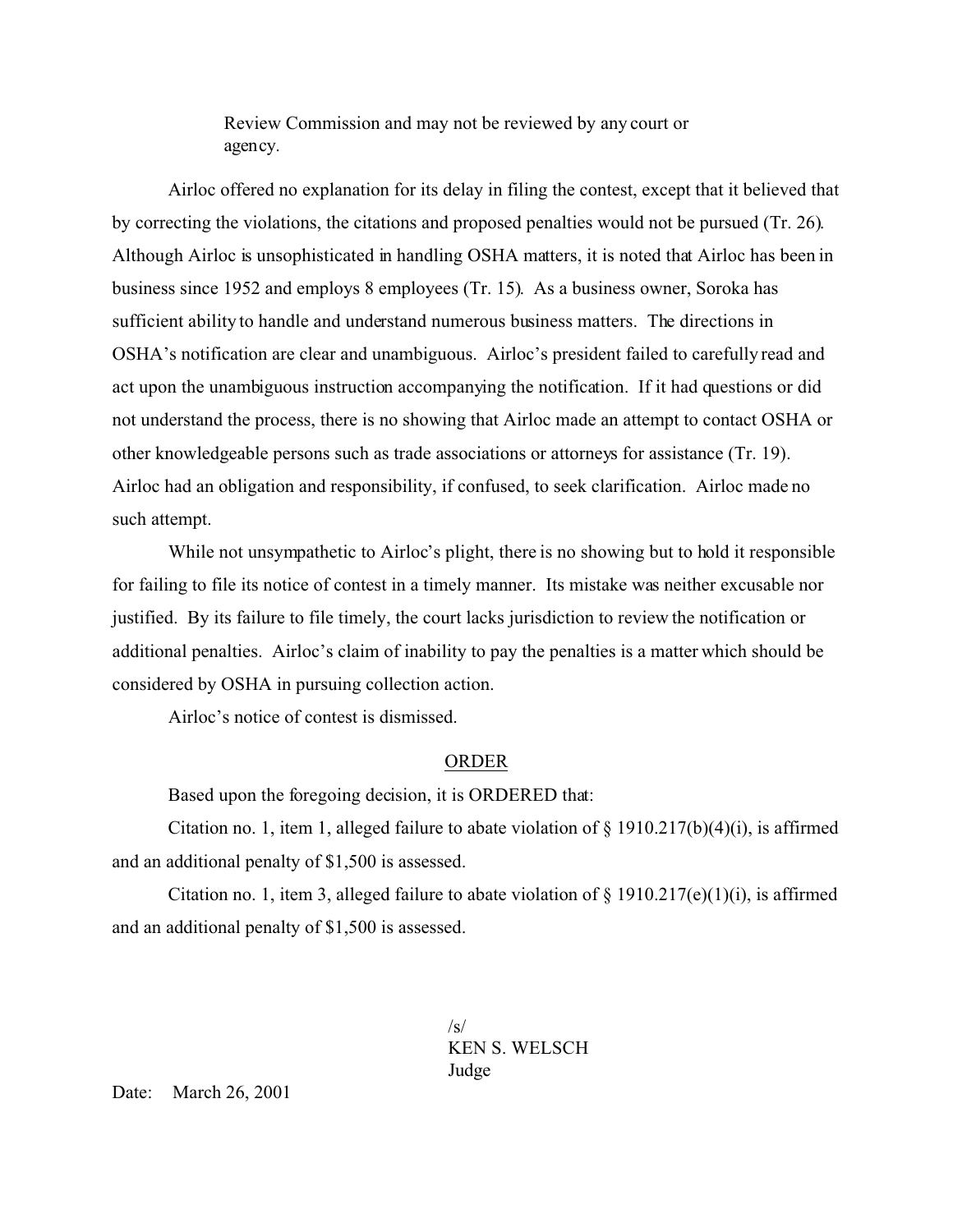Review Commission and may not be reviewed by any court or agency.

Airloc offered no explanation for its delay in filing the contest, except that it believed that by correcting the violations, the citations and proposed penalties would not be pursued (Tr. 26). Although Airloc is unsophisticated in handling OSHA matters, it is noted that Airloc has been in business since 1952 and employs 8 employees (Tr. 15). As a business owner, Soroka has sufficient ability to handle and understand numerous business matters. The directions in OSHA's notification are clear and unambiguous. Airloc's president failed to carefully read and act upon the unambiguous instruction accompanying the notification. If it had questions or did not understand the process, there is no showing that Airloc made an attempt to contact OSHA or other knowledgeable persons such as trade associations or attorneys for assistance (Tr. 19). Airloc had an obligation and responsibility, if confused, to seek clarification. Airloc made no such attempt.

While not unsympathetic to Airloc's plight, there is no showing but to hold it responsible for failing to file its notice of contest in a timely manner. Its mistake was neither excusable nor justified. By its failure to file timely, the court lacks jurisdiction to review the notification or additional penalties. Airloc's claim of inability to pay the penalties is a matter which should be considered by OSHA in pursuing collection action.

Airloc's notice of contest is dismissed.

## ORDER

Based upon the foregoing decision, it is ORDERED that:

Citation no. 1, item 1, alleged failure to abate violation of § 1910.217(b)(4)(i), is affirmed and an additional penalty of $1,500 is assessed.

Citation no. 1, item 3, alleged failure to abate violation of § 1910.217(e)(1)(i), is affirmed and an additional penalty of $1,500 is assessed.

/s/
KEN S. WELSCH
Judge

Date: March 26, 2001